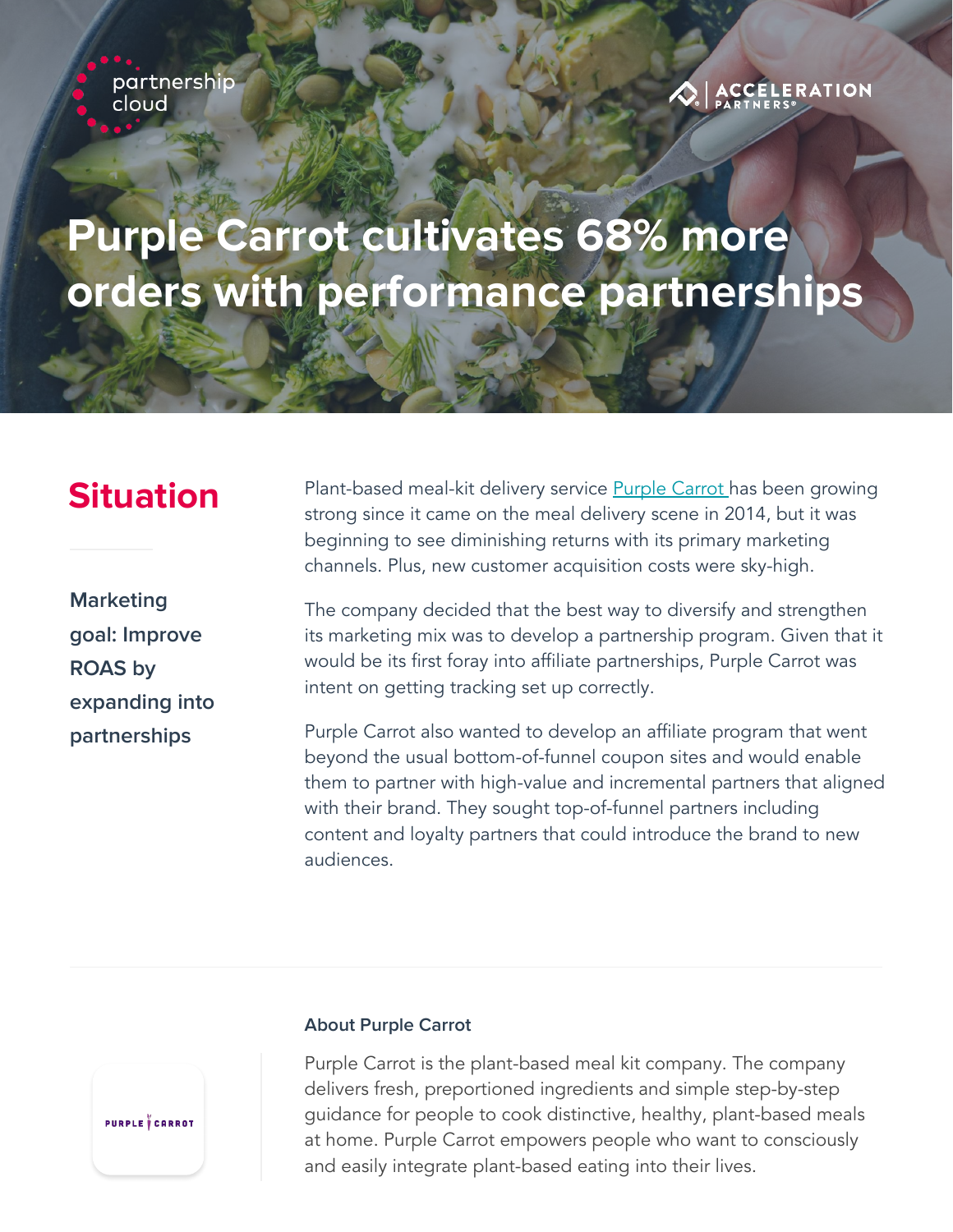partnership cloud

ACCELERATION PARTNERS®

# Purple Carrot cultivates 68% more orders with performance partnerships

## Situation

**Marketing goal: Improve ROAS by expanding into partnerships**

Plant-based meal-kit delivery service Purple Carrot has been growing strong since it came on the meal delivery scene in 2014, but it was beginning to see diminishing returns with its primary marketing channels. Plus, new customer acquisition costs were sky-high.

The company decided that the best way to diversify and strengthen its marketing mix was to develop a partnership program. Given that it would be its first foray into affiliate partnerships, Purple Carrot was intent on getting tracking set up correctly.

Purple Carrot also wanted to develop an affiliate program that went beyond the usual bottom-of-funnel coupon sites and would enable them to partner with high-value and incremental partners that aligned with their brand. They sought top-of-funnel partners including content and loyalty partners that could introduce the brand to new audiences.

PURPLE CARROT

### About Purple Carrot

Purple Carrot is the plant-based meal kit company. The company delivers fresh, preportioned ingredients and simple step-by-step guidance for people to cook distinctive, healthy, plant-based meals at home. Purple Carrot empowers people who want to consciously and easily integrate plant-based eating into their lives.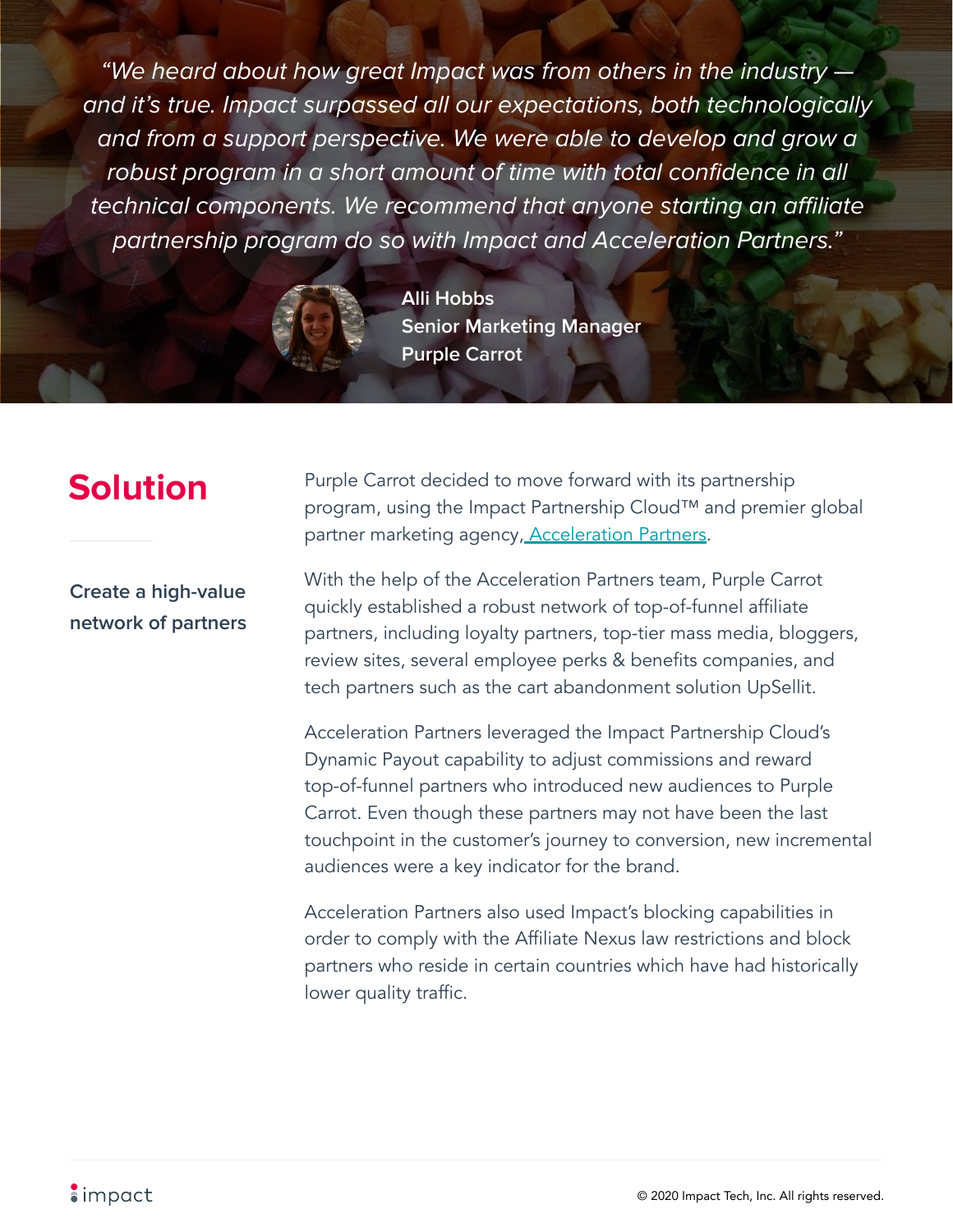> *"We heard about how great Impact was from others in the industry — and it's true. Impact surpassed all our expectations, both technologically and from a support perspective. We were able to develop and grow a robust program in a short amount of time with total confidence in all technical components. We recommend that anyone starting an affiliate partnership program do so with Impact and Acceleration Partners."*

**Alli Hobbs**
**Senior Marketing Manager**
**Purple Carrot**

## Solution

### Create a high-value network of partners

Purple Carrot decided to move forward with its partnership program, using the Impact Partnership Cloud™ and premier global partner marketing agency, Acceleration Partners.

With the help of the Acceleration Partners team, Purple Carrot quickly established a robust network of top-of-funnel affiliate partners, including loyalty partners, top-tier mass media, bloggers, review sites, several employee perks & benefits companies, and tech partners such as the cart abandonment solution UpSellit.

Acceleration Partners leveraged the Impact Partnership Cloud's Dynamic Payout capability to adjust commissions and reward top-of-funnel partners who introduced new audiences to Purple Carrot. Even though these partners may not have been the last touchpoint in the customer's journey to conversion, new incremental audiences were a key indicator for the brand.

Acceleration Partners also used Impact's blocking capabilities in order to comply with the Affiliate Nexus law restrictions and block partners who reside in certain countries which have had historically lower quality traffic.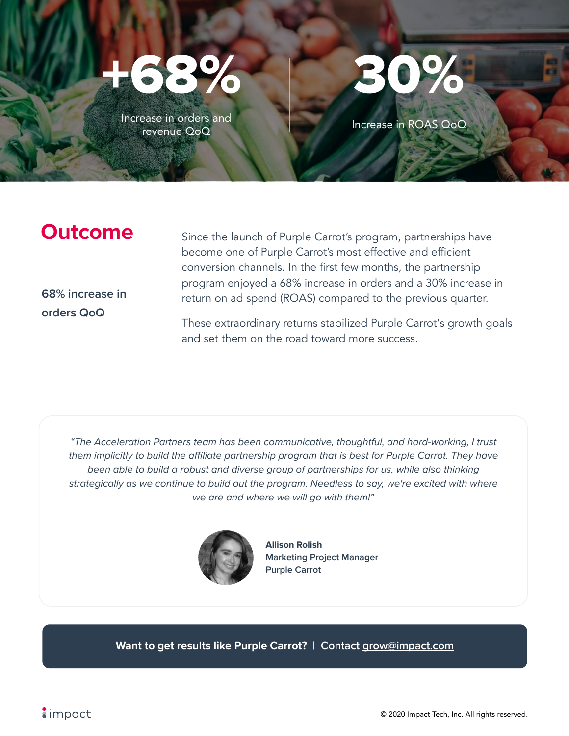**+68%**

Increase in orders and revenue QoQ

**30%**

Increase in ROAS QoQ

## Outcome

**68% increase in orders QoQ**

Since the launch of Purple Carrot's program, partnerships have become one of Purple Carrot's most effective and efficient conversion channels. In the first few months, the partnership program enjoyed a 68% increase in orders and a 30% increase in return on ad spend (ROAS) compared to the previous quarter.

These extraordinary returns stabilized Purple Carrot's growth goals and set them on the road toward more success.

*"The Acceleration Partners team has been communicative, thoughtful, and hard-working, I trust them implicitly to build the affiliate partnership program that is best for Purple Carrot. They have been able to build a robust and diverse group of partnerships for us, while also thinking strategically as we continue to build out the program. Needless to say, we're excited with where we are and where we will go with them!"*

**Allison Rolish**
**Marketing Project Manager**
**Purple Carrot**

**Want to get results like Purple Carrot? | Contact grow@impact.com**

impact

© 2020 Impact Tech, Inc. All rights reserved.